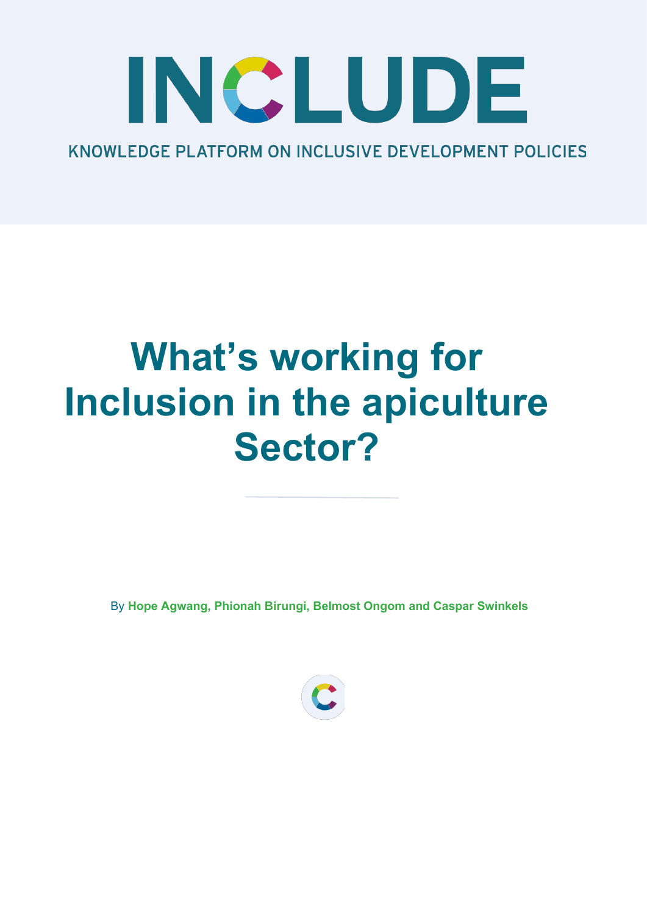INCLUDE

KNOWLEDGE PLATFORM ON INCLUSIVE DEVELOPMENT POLICIES

# What's working for Inclusion in the apiculture Sector?

By **Hope Agwang, Phionah Birungi, Belmost Ongom and Caspar Swinkels**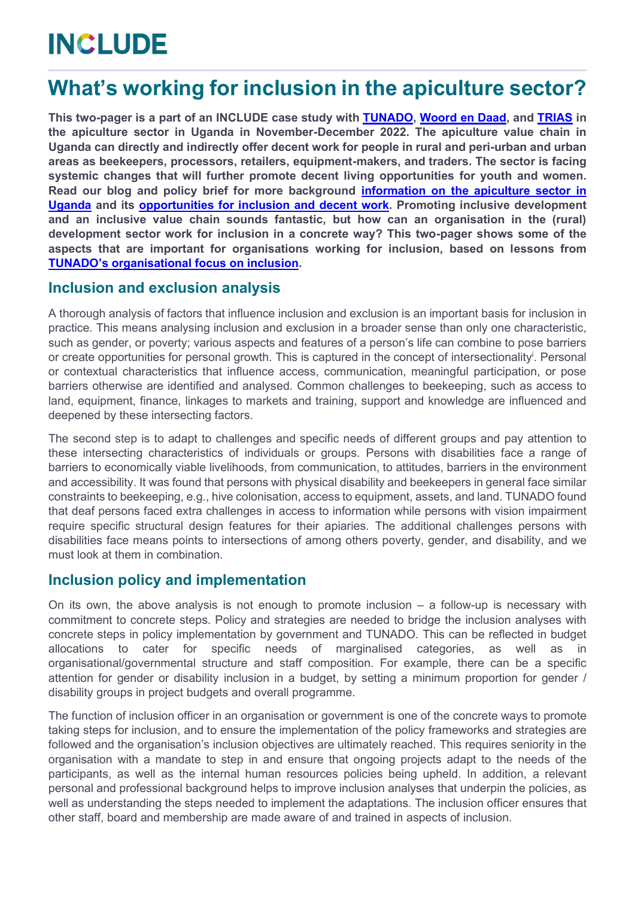# INCLUDE

# What's working for inclusion in the apiculture sector?

**This two-pager is a part of an INCLUDE case study with [TUNADO](), [Woord en Daad](), and [TRIAS]() in the apiculture sector in Uganda in November-December 2022. The apiculture value chain in Uganda can directly and indirectly offer decent work for people in rural and peri-urban and urban areas as beekeepers, processors, retailers, equipment-makers, and traders. The sector is facing systemic changes that will further promote decent living opportunities for youth and women. Read our blog and policy brief for more background [information on the apiculture sector in Uganda]() and its [opportunities for inclusion and decent work](). Promoting inclusive development and an inclusive value chain sounds fantastic, but how can an organisation in the (rural) development sector work for inclusion in a concrete way? This two-pager shows some of the aspects that are important for organisations working for inclusion, based on lessons from [TUNADO's organisational focus on inclusion]().**

## Inclusion and exclusion analysis

A thorough analysis of factors that influence inclusion and exclusion is an important basis for inclusion in practice. This means analysing inclusion and exclusion in a broader sense than only one characteristic, such as gender, or poverty; various aspects and features of a person's life can combine to pose barriers or create opportunities for personal growth. This is captured in the concept of intersectionality[i]. Personal or contextual characteristics that influence access, communication, meaningful participation, or pose barriers otherwise are identified and analysed. Common challenges to beekeeping, such as access to land, equipment, finance, linkages to markets and training, support and knowledge are influenced and deepened by these intersecting factors.

The second step is to adapt to challenges and specific needs of different groups and pay attention to these intersecting characteristics of individuals or groups. Persons with disabilities face a range of barriers to economically viable livelihoods, from communication, to attitudes, barriers in the environment and accessibility. It was found that persons with physical disability and beekeepers in general face similar constraints to beekeeping, e.g., hive colonisation, access to equipment, assets, and land. TUNADO found that deaf persons faced extra challenges in access to information while persons with vision impairment require specific structural design features for their apiaries. The additional challenges persons with disabilities face means points to intersections of among others poverty, gender, and disability, and we must look at them in combination.

## Inclusion policy and implementation

On its own, the above analysis is not enough to promote inclusion – a follow-up is necessary with commitment to concrete steps. Policy and strategies are needed to bridge the inclusion analyses with concrete steps in policy implementation by government and TUNADO. This can be reflected in budget allocations to cater for specific needs of marginalised categories, as well as in organisational/governmental structure and staff composition. For example, there can be a specific attention for gender or disability inclusion in a budget, by setting a minimum proportion for gender / disability groups in project budgets and overall programme.

The function of inclusion officer in an organisation or government is one of the concrete ways to promote taking steps for inclusion, and to ensure the implementation of the policy frameworks and strategies are followed and the organisation's inclusion objectives are ultimately reached. This requires seniority in the organisation with a mandate to step in and ensure that ongoing projects adapt to the needs of the participants, as well as the internal human resources policies being upheld. In addition, a relevant personal and professional background helps to improve inclusion analyses that underpin the policies, as well as understanding the steps needed to implement the adaptations. The inclusion officer ensures that other staff, board and membership are made aware of and trained in aspects of inclusion.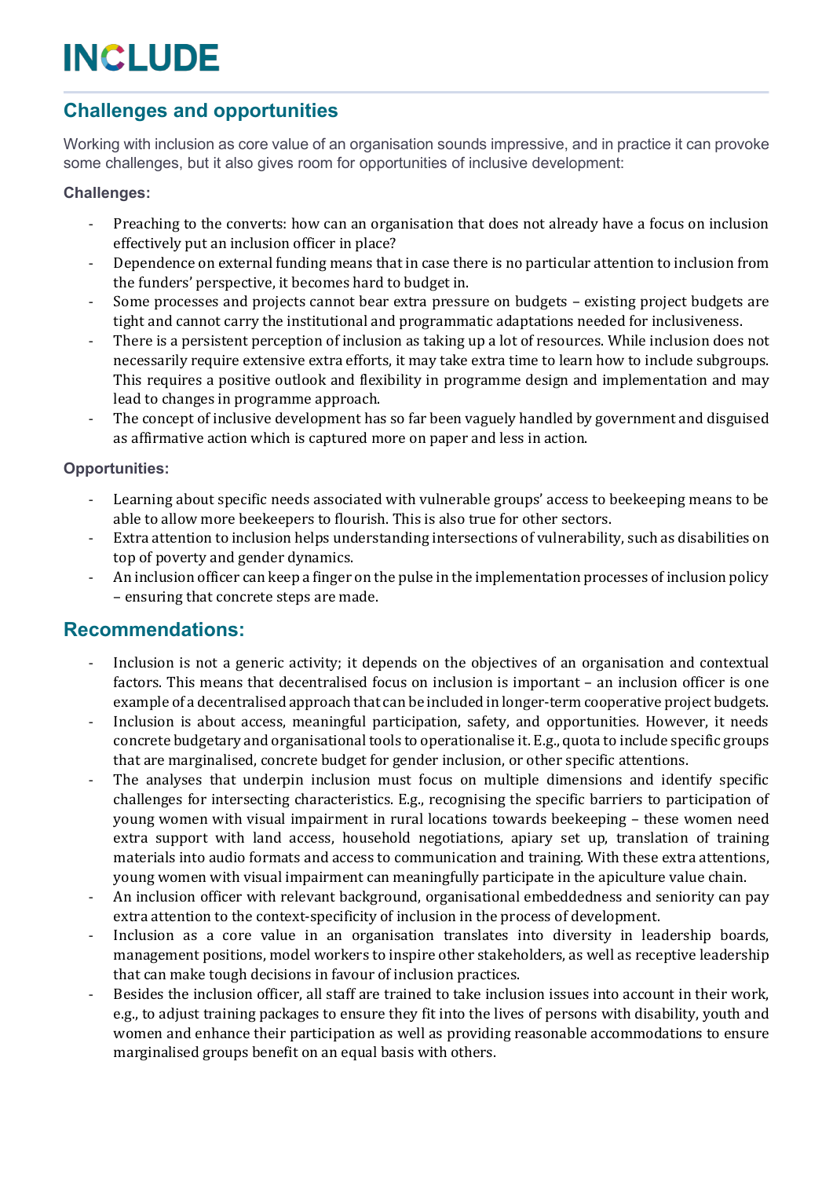## Challenges and opportunities

Working with inclusion as core value of an organisation sounds impressive, and in practice it can provoke some challenges, but it also gives room for opportunities of inclusive development:

**Challenges:**

- Preaching to the converts: how can an organisation that does not already have a focus on inclusion effectively put an inclusion officer in place?
- Dependence on external funding means that in case there is no particular attention to inclusion from the funders' perspective, it becomes hard to budget in.
- Some processes and projects cannot bear extra pressure on budgets – existing project budgets are tight and cannot carry the institutional and programmatic adaptations needed for inclusiveness.
- There is a persistent perception of inclusion as taking up a lot of resources. While inclusion does not necessarily require extensive extra efforts, it may take extra time to learn how to include subgroups. This requires a positive outlook and flexibility in programme design and implementation and may lead to changes in programme approach.
- The concept of inclusive development has so far been vaguely handled by government and disguised as affirmative action which is captured more on paper and less in action.

**Opportunities:**

- Learning about specific needs associated with vulnerable groups' access to beekeeping means to be able to allow more beekeepers to flourish. This is also true for other sectors.
- Extra attention to inclusion helps understanding intersections of vulnerability, such as disabilities on top of poverty and gender dynamics.
- An inclusion officer can keep a finger on the pulse in the implementation processes of inclusion policy – ensuring that concrete steps are made.

## Recommendations:

- Inclusion is not a generic activity; it depends on the objectives of an organisation and contextual factors. This means that decentralised focus on inclusion is important – an inclusion officer is one example of a decentralised approach that can be included in longer-term cooperative project budgets.
- Inclusion is about access, meaningful participation, safety, and opportunities. However, it needs concrete budgetary and organisational tools to operationalise it. E.g., quota to include specific groups that are marginalised, concrete budget for gender inclusion, or other specific attentions.
- The analyses that underpin inclusion must focus on multiple dimensions and identify specific challenges for intersecting characteristics. E.g., recognising the specific barriers to participation of young women with visual impairment in rural locations towards beekeeping – these women need extra support with land access, household negotiations, apiary set up, translation of training materials into audio formats and access to communication and training. With these extra attentions, young women with visual impairment can meaningfully participate in the apiculture value chain.
- An inclusion officer with relevant background, organisational embeddedness and seniority can pay extra attention to the context-specificity of inclusion in the process of development.
- Inclusion as a core value in an organisation translates into diversity in leadership boards, management positions, model workers to inspire other stakeholders, as well as receptive leadership that can make tough decisions in favour of inclusion practices.
- Besides the inclusion officer, all staff are trained to take inclusion issues into account in their work, e.g., to adjust training packages to ensure they fit into the lives of persons with disability, youth and women and enhance their participation as well as providing reasonable accommodations to ensure marginalised groups benefit on an equal basis with others.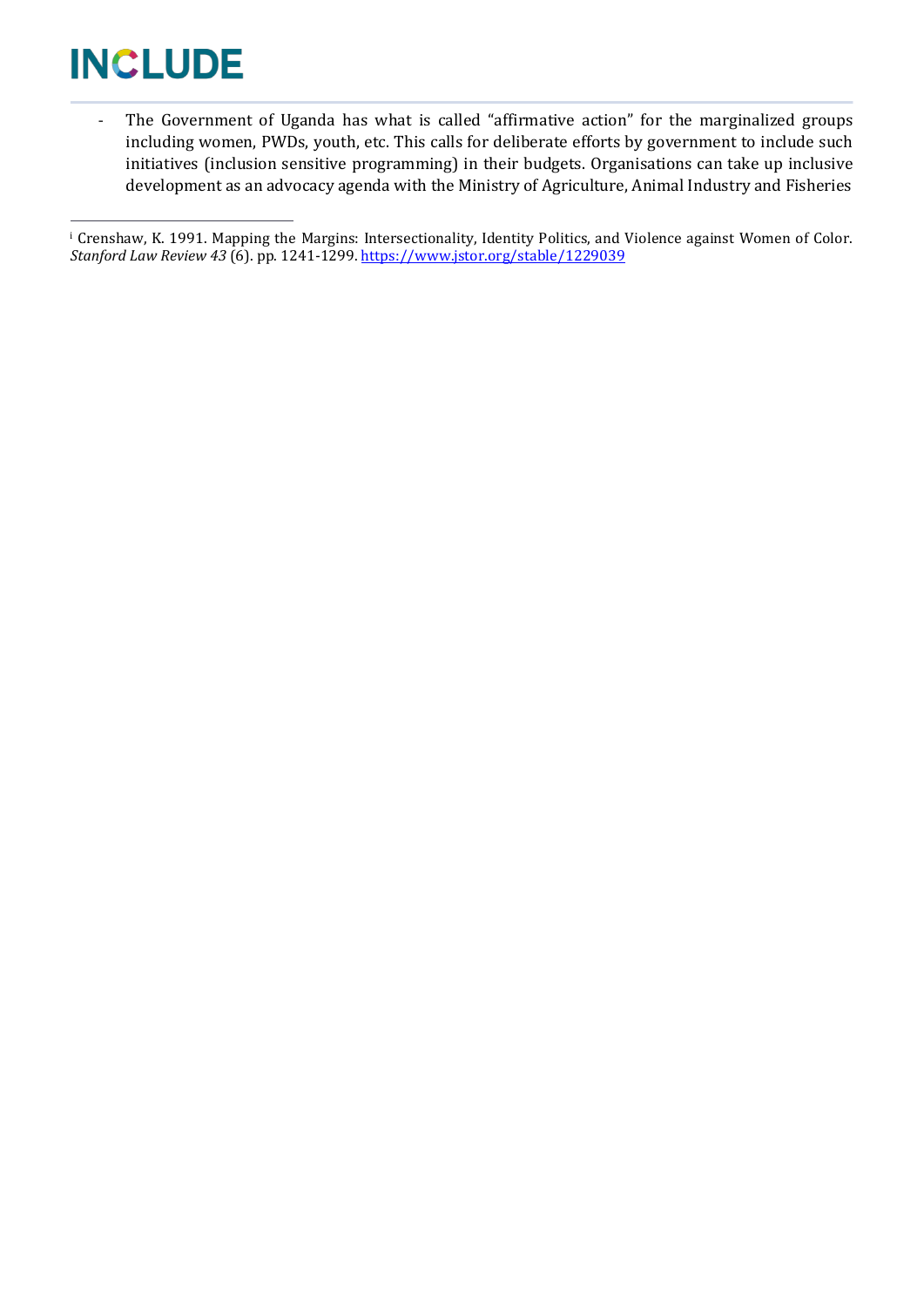- The Government of Uganda has what is called "affirmative action" for the marginalized groups including women, PWDs, youth, etc. This calls for deliberate efforts by government to include such initiatives (inclusion sensitive programming) in their budgets. Organisations can take up inclusive development as an advocacy agenda with the Ministry of Agriculture, Animal Industry and Fisheries

---

[i] Crenshaw, K. 1991. Mapping the Margins: Intersectionality, Identity Politics, and Violence against Women of Color. *Stanford Law Review 43* (6). pp. 1241-1299. https://www.jstor.org/stable/1229039